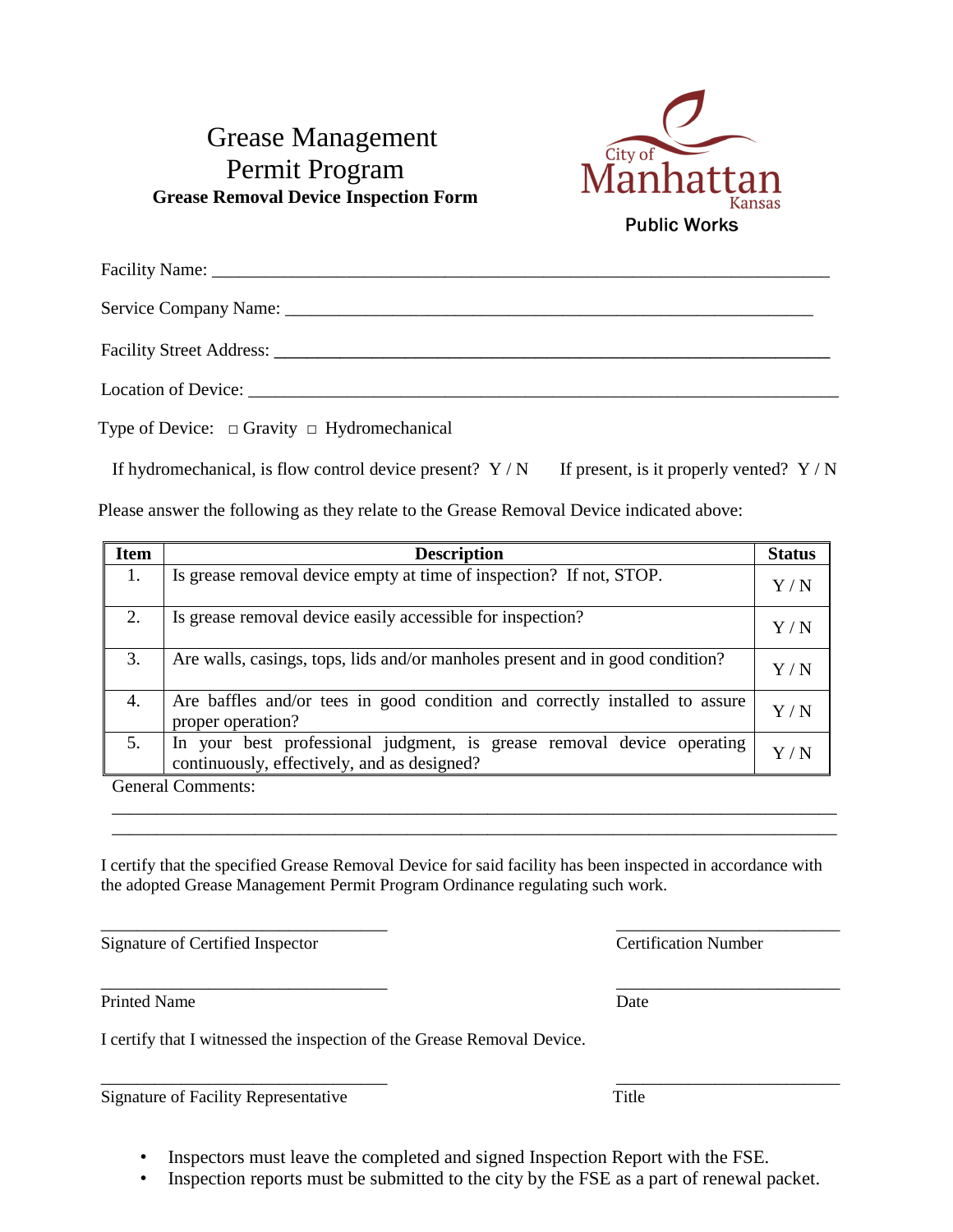# Grease Management Permit Program

**Grease Removal Device Inspection Form**

City of Manhattan Kansas
Public Works

Facility Name: ___________________________________________________________________

Service Company Name: _____________________________________________________________

Facility Street Address: ____________________________________________________________

Location of Device: ________________________________________________________________

Type of Device: □ Gravity □ Hydromechanical

If hydromechanical, is flow control device present? Y / N If present, is it properly vented? Y / N

Please answer the following as they relate to the Grease Removal Device indicated above:

| Item | Description | Status |
|---|---|---|
| 1. | Is grease removal device empty at time of inspection? If not, STOP. | Y / N |
| 2. | Is grease removal device easily accessible for inspection? | Y / N |
| 3. | Are walls, casings, tops, lids and/or manholes present and in good condition? | Y / N |
| 4. | Are baffles and/or tees in good condition and correctly installed to assure proper operation? | Y / N |
| 5. | In your best professional judgment, is grease removal device operating continuously, effectively, and as designed? | Y / N |

General Comments:

______________________________________________________________________________

______________________________________________________________________________

I certify that the specified Grease Removal Device for said facility has been inspected in accordance with the adopted Grease Management Permit Program Ordinance regulating such work.

_________________________________ _________________________

Signature of Certified Inspector Certification Number

_________________________________ _________________________

Printed Name Date

I certify that I witnessed the inspection of the Grease Removal Device.

_________________________________ _________________________

Signature of Facility Representative Title

- Inspectors must leave the completed and signed Inspection Report with the FSE.
- Inspection reports must be submitted to the city by the FSE as a part of renewal packet.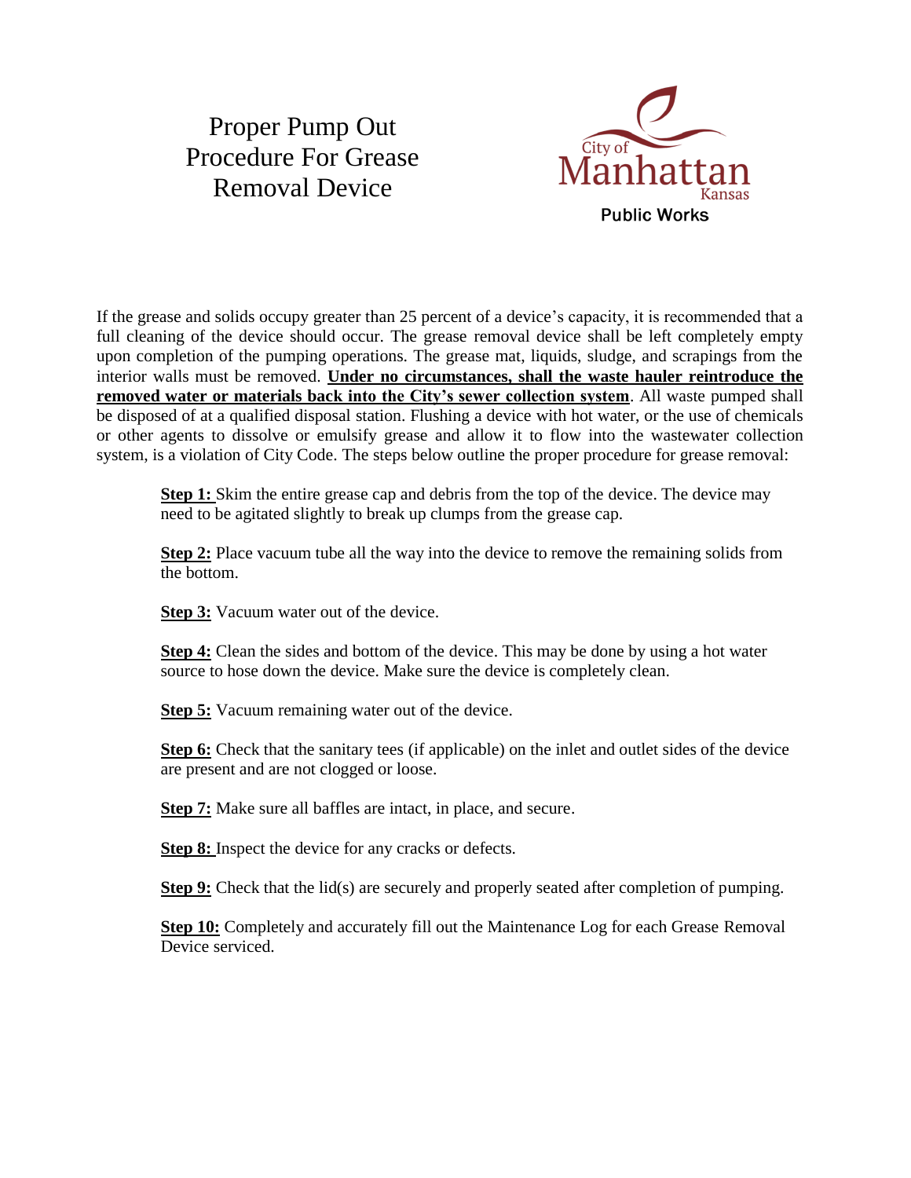# Proper Pump Out Procedure For Grease Removal Device

City of Manhattan Kansas

Public Works

If the grease and solids occupy greater than 25 percent of a device's capacity, it is recommended that a full cleaning of the device should occur. The grease removal device shall be left completely empty upon completion of the pumping operations. The grease mat, liquids, sludge, and scrapings from the interior walls must be removed. **Under no circumstances, shall the waste hauler reintroduce the removed water or materials back into the City's sewer collection system**. All waste pumped shall be disposed of at a qualified disposal station. Flushing a device with hot water, or the use of chemicals or other agents to dissolve or emulsify grease and allow it to flow into the wastewater collection system, is a violation of City Code. The steps below outline the proper procedure for grease removal:

**Step 1:** Skim the entire grease cap and debris from the top of the device. The device may need to be agitated slightly to break up clumps from the grease cap.

**Step 2:** Place vacuum tube all the way into the device to remove the remaining solids from the bottom.

**Step 3:** Vacuum water out of the device.

**Step 4:** Clean the sides and bottom of the device. This may be done by using a hot water source to hose down the device. Make sure the device is completely clean.

**Step 5:** Vacuum remaining water out of the device.

**Step 6:** Check that the sanitary tees (if applicable) on the inlet and outlet sides of the device are present and are not clogged or loose.

**Step 7:** Make sure all baffles are intact, in place, and secure.

**Step 8:** Inspect the device for any cracks or defects.

**Step 9:** Check that the lid(s) are securely and properly seated after completion of pumping.

**Step 10:** Completely and accurately fill out the Maintenance Log for each Grease Removal Device serviced.